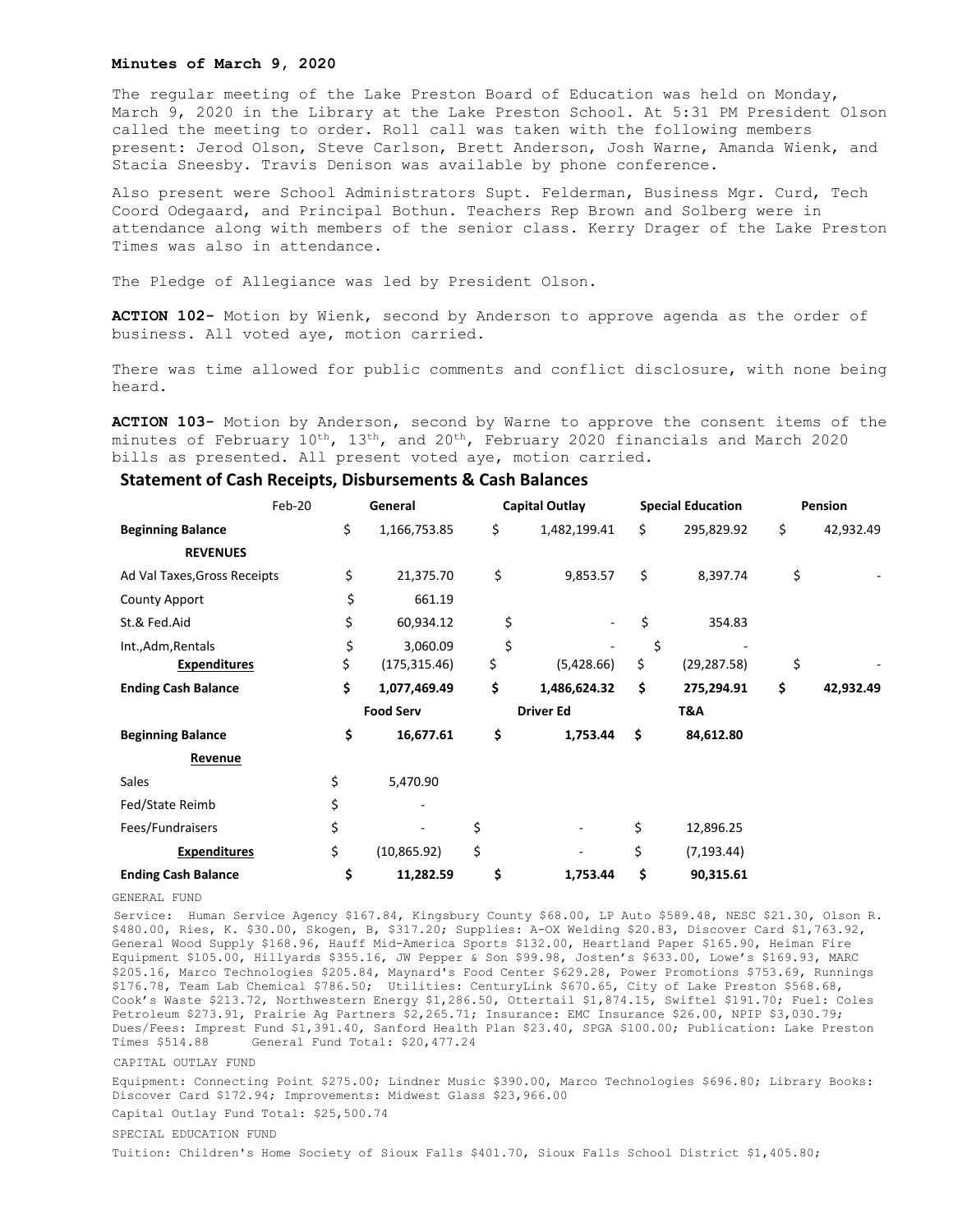**Minutes of March 9, 2020**

The regular meeting of the Lake Preston Board of Education was held on Monday, March 9, 2020 in the Library at the Lake Preston School. At 5:31 PM President Olson called the meeting to order. Roll call was taken with the following members present: Jerod Olson, Steve Carlson, Brett Anderson, Josh Warne, Amanda Wienk, and Stacia Sneesby. Travis Denison was available by phone conference.

Also present were School Administrators Supt. Felderman, Business Mgr. Curd, Tech Coord Odegaard, and Principal Bothun. Teachers Rep Brown and Solberg were in attendance along with members of the senior class. Kerry Drager of the Lake Preston Times was also in attendance.

The Pledge of Allegiance was led by President Olson.

**ACTION 102-** Motion by Wienk, second by Anderson to approve agenda as the order of business. All voted aye, motion carried.

There was time allowed for public comments and conflict disclosure, with none being heard.

**ACTION 103-** Motion by Anderson, second by Warne to approve the consent items of the minutes of February 10th, 13th, and 20th, February 2020 financials and March 2020 bills as presented. All present voted aye, motion carried.

## Statement of Cash Receipts, Disbursements & Cash Balances

| Feb-20 | General | Capital Outlay | Special Education | Pension |
|---|---|---|---|---|
| **Beginning Balance** | $ 1,166,753.85 | $ 1,482,199.41 | $ 295,829.92 | $ 42,932.49 |
| **REVENUES** | | | | |
| Ad Val Taxes,Gross Receipts | $ 21,375.70 | $ 9,853.57 | $ 8,397.74 | $ - |
| County Apport | $ 661.19 | | | |
| St.& Fed.Aid | $ 60,934.12 | $ - | $ 354.83 | |
| Int.,Adm,Rentals | $ 3,060.09 | $ - | $ - | |
| **Expenditures** | $ (175,315.46) | $ (5,428.66) | $ (29,287.58) | $ - |
| **Ending Cash Balance** | **$ 1,077,469.49** | **$ 1,486,624.32** | **$ 275,294.91** | **$ 42,932.49** |
| | **Food Serv** | **Driver Ed** | **T&A** | |
| **Beginning Balance** | **$ 16,677.61** | **$ 1,753.44** | **$ 84,612.80** | |
| **Revenue** | | | | |
| Sales | $ 5,470.90 | | | |
| Fed/State Reimb | $ - | | | |
| Fees/Fundraisers | $ - | $ - | $ 12,896.25 | |
| **Expenditures** | $ (10,865.92) | $ - | $ (7,193.44) | |
| **Ending Cash Balance** | **$ 11,282.59** | **$ 1,753.44** | **$ 90,315.61** | |

GENERAL FUND

Service: Human Service Agency $167.84, Kingsbury County $68.00, LP Auto $589.48, NESC $21.30, Olson R. $480.00, Ries, K. $30.00, Skogen, B, $317.20; Supplies: A-OX Welding $20.83, Discover Card $1,763.92, General Wood Supply $168.96, Hauff Mid-America Sports $132.00, Heartland Paper $165.90, Heiman Fire Equipment $105.00, Hillyards $355.16, JW Pepper & Son $99.98, Josten's $633.00, Lowe's $169.93, MARC $205.16, Marco Technologies $205.84, Maynard's Food Center $629.28, Power Promotions $753.69, Runnings $176.78, Team Lab Chemical $786.50; Utilities: CenturyLink $670.65, City of Lake Preston $568.68, Cook's Waste $213.72, Northwestern Energy $1,286.50, Ottertail $1,874.15, Swiftel $191.70; Fuel: Coles Petroleum $273.91, Prairie Ag Partners $2,265.71; Insurance: EMC Insurance $26.00, NPIP $3,030.79; Dues/Fees: Imprest Fund $1,391.40, Sanford Health Plan $23.40, SPGA $100.00; Publication: Lake Preston Times $514.88 General Fund Total: $20,477.24

CAPITAL OUTLAY FUND

Equipment: Connecting Point $275.00; Lindner Music $390.00, Marco Technologies $696.80; Library Books: Discover Card $172.94; Improvements: Midwest Glass $23,966.00

Capital Outlay Fund Total: $25,500.74

SPECIAL EDUCATION FUND

Tuition: Children's Home Society of Sioux Falls $401.70, Sioux Falls School District $1,405.80;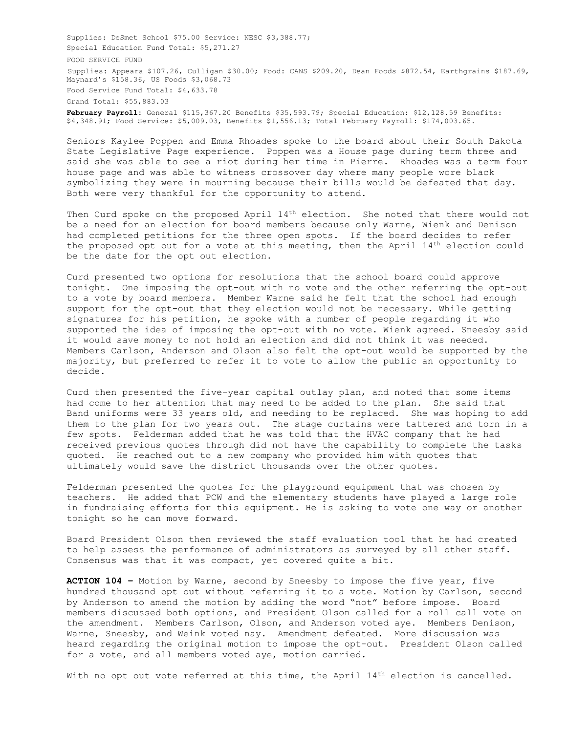Supplies: DeSmet School $75.00 Service: NESC $3,388.77;

Special Education Fund Total: $5,271.27

FOOD SERVICE FUND

Supplies: Appeara $107.26, Culligan $30.00; Food: CANS $209.20, Dean Foods $872.54, Earthgrains $187.69, Maynard's $158.36, US Foods $3,068.73

Food Service Fund Total: $4,633.78

Grand Total: $55,883.03

**February Payroll**: General $115,367.20 Benefits $35,593.79; Special Education: $12,128.59 Benefits: $4,348.91; Food Service: $5,009.03, Benefits $1,556.13; Total February Payroll: $174,003.65.

Seniors Kaylee Poppen and Emma Rhoades spoke to the board about their South Dakota State Legislative Page experience. Poppen was a House page during term three and said she was able to see a riot during her time in Pierre. Rhoades was a term four house page and was able to witness crossover day where many people wore black symbolizing they were in mourning because their bills would be defeated that day. Both were very thankful for the opportunity to attend.

Then Curd spoke on the proposed April 14th election. She noted that there would not be a need for an election for board members because only Warne, Wienk and Denison had completed petitions for the three open spots. If the board decides to refer the proposed opt out for a vote at this meeting, then the April 14th election could be the date for the opt out election.

Curd presented two options for resolutions that the school board could approve tonight. One imposing the opt-out with no vote and the other referring the opt-out to a vote by board members. Member Warne said he felt that the school had enough support for the opt-out that they election would not be necessary. While getting signatures for his petition, he spoke with a number of people regarding it who supported the idea of imposing the opt-out with no vote. Wienk agreed. Sneesby said it would save money to not hold an election and did not think it was needed. Members Carlson, Anderson and Olson also felt the opt-out would be supported by the majority, but preferred to refer it to vote to allow the public an opportunity to decide.

Curd then presented the five-year capital outlay plan, and noted that some items had come to her attention that may need to be added to the plan. She said that Band uniforms were 33 years old, and needing to be replaced. She was hoping to add them to the plan for two years out. The stage curtains were tattered and torn in a few spots. Felderman added that he was told that the HVAC company that he had received previous quotes through did not have the capability to complete the tasks quoted. He reached out to a new company who provided him with quotes that ultimately would save the district thousands over the other quotes.

Felderman presented the quotes for the playground equipment that was chosen by teachers. He added that PCW and the elementary students have played a large role in fundraising efforts for this equipment. He is asking to vote one way or another tonight so he can move forward.

Board President Olson then reviewed the staff evaluation tool that he had created to help assess the performance of administrators as surveyed by all other staff. Consensus was that it was compact, yet covered quite a bit.

**ACTION 104 –** Motion by Warne, second by Sneesby to impose the five year, five hundred thousand opt out without referring it to a vote. Motion by Carlson, second by Anderson to amend the motion by adding the word "not" before impose. Board members discussed both options, and President Olson called for a roll call vote on the amendment. Members Carlson, Olson, and Anderson voted aye. Members Denison, Warne, Sneesby, and Weink voted nay. Amendment defeated. More discussion was heard regarding the original motion to impose the opt-out. President Olson called for a vote, and all members voted aye, motion carried.

With no opt out vote referred at this time, the April 14th election is cancelled.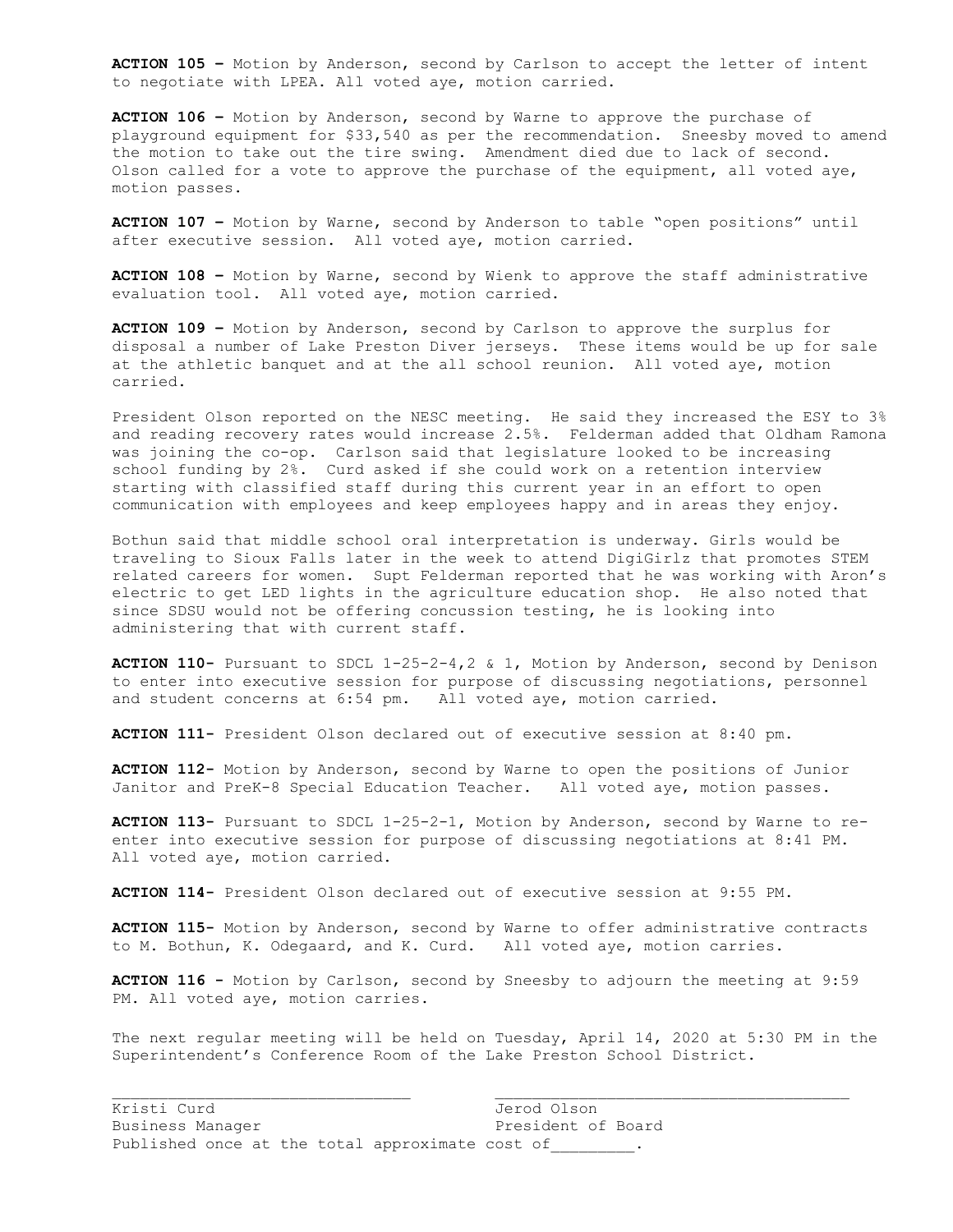**ACTION 105 –** Motion by Anderson, second by Carlson to accept the letter of intent to negotiate with LPEA. All voted aye, motion carried.

**ACTION 106 –** Motion by Anderson, second by Warne to approve the purchase of playground equipment for $33,540 as per the recommendation. Sneesby moved to amend the motion to take out the tire swing. Amendment died due to lack of second. Olson called for a vote to approve the purchase of the equipment, all voted aye, motion passes.

**ACTION 107 –** Motion by Warne, second by Anderson to table "open positions" until after executive session. All voted aye, motion carried.

**ACTION 108 –** Motion by Warne, second by Wienk to approve the staff administrative evaluation tool. All voted aye, motion carried.

**ACTION 109 –** Motion by Anderson, second by Carlson to approve the surplus for disposal a number of Lake Preston Diver jerseys. These items would be up for sale at the athletic banquet and at the all school reunion. All voted aye, motion carried.

President Olson reported on the NESC meeting. He said they increased the ESY to 3% and reading recovery rates would increase 2.5%. Felderman added that Oldham Ramona was joining the co-op. Carlson said that legislature looked to be increasing school funding by 2%. Curd asked if she could work on a retention interview starting with classified staff during this current year in an effort to open communication with employees and keep employees happy and in areas they enjoy.

Bothun said that middle school oral interpretation is underway. Girls would be traveling to Sioux Falls later in the week to attend DigiGirlz that promotes STEM related careers for women. Supt Felderman reported that he was working with Aron's electric to get LED lights in the agriculture education shop. He also noted that since SDSU would not be offering concussion testing, he is looking into administering that with current staff.

**ACTION 110-** Pursuant to SDCL 1-25-2-4,2 & 1, Motion by Anderson, second by Denison to enter into executive session for purpose of discussing negotiations, personnel and student concerns at 6:54 pm. All voted aye, motion carried.

**ACTION 111-** President Olson declared out of executive session at 8:40 pm.

**ACTION 112-** Motion by Anderson, second by Warne to open the positions of Junior Janitor and PreK-8 Special Education Teacher. All voted aye, motion passes.

**ACTION 113-** Pursuant to SDCL 1-25-2-1, Motion by Anderson, second by Warne to re-enter into executive session for purpose of discussing negotiations at 8:41 PM. All voted aye, motion carried.

**ACTION 114-** President Olson declared out of executive session at 9:55 PM.

**ACTION 115-** Motion by Anderson, second by Warne to offer administrative contracts to M. Bothun, K. Odegaard, and K. Curd. All voted aye, motion carries.

**ACTION 116 -** Motion by Carlson, second by Sneesby to adjourn the meeting at 9:59 PM. All voted aye, motion carries.

The next regular meeting will be held on Tuesday, April 14, 2020 at 5:30 PM in the Superintendent's Conference Room of the Lake Preston School District.

\_\_\_\_\_\_\_\_\_\_\_\_\_\_\_\_\_\_\_\_\_\_\_\_\_\_\_\_\_\_\_\_ \_\_\_\_\_\_\_\_\_\_\_\_\_\_\_\_\_\_\_\_\_\_\_\_\_\_\_\_\_\_\_\_\_\_\_\_\_\_

Kristi Curd — Business Manager

Jerod Olson — President of Board

Published once at the total approximate cost of\_\_\_\_\_\_\_\_\_.